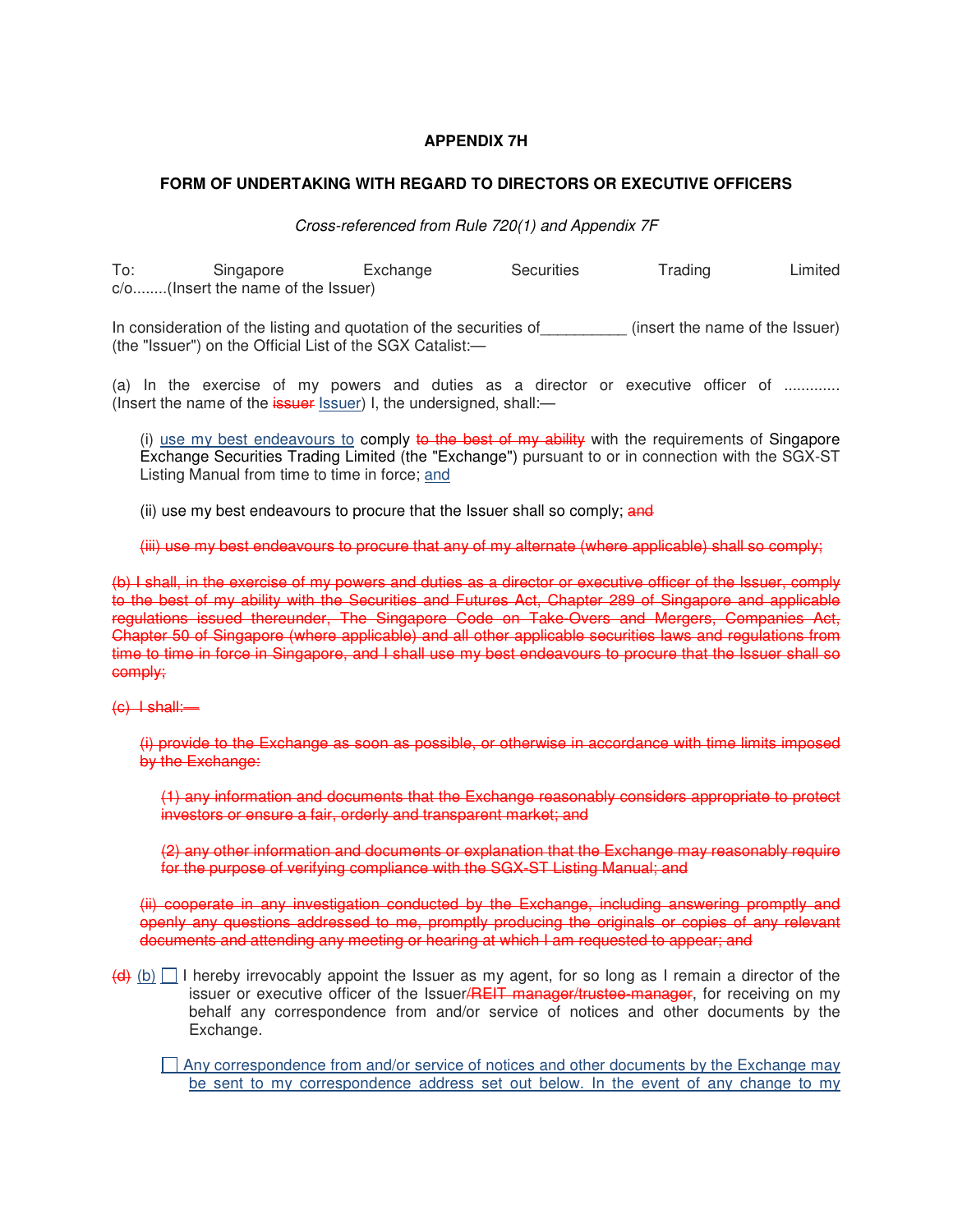**APPENDIX 7H**

**FORM OF UNDERTAKING WITH REGARD TO DIRECTORS OR EXECUTIVE OFFICERS**

*Cross-referenced from Rule 720(1) and Appendix 7F*

To: Singapore Exchange Securities Trading Limited c/o........(Insert the name of the Issuer)

In consideration of the listing and quotation of the securities of__________ (insert the name of the Issuer) (the "Issuer") on the Official List of the SGX Catalist:—

(a) In the exercise of my powers and duties as a director or executive officer of ............ (Insert the name of the ~~issuer~~ Issuer) I, the undersigned, shall:—

(i) use my best endeavours to comply ~~to the best of my ability~~ with the requirements of Singapore Exchange Securities Trading Limited (the "Exchange") pursuant to or in connection with the SGX-ST Listing Manual from time to time in force; and

(ii) use my best endeavours to procure that the Issuer shall so comply; ~~and~~

~~(iii) use my best endeavours to procure that any of my alternate (where applicable) shall so comply;~~

~~(b) I shall, in the exercise of my powers and duties as a director or executive officer of the Issuer, comply to the best of my ability with the Securities and Futures Act, Chapter 289 of Singapore and applicable regulations issued thereunder, The Singapore Code on Take-Overs and Mergers, Companies Act, Chapter 50 of Singapore (where applicable) and all other applicable securities laws and regulations from time to time in force in Singapore, and I shall use my best endeavours to procure that the Issuer shall so comply;~~

~~(c) I shall:—~~

~~(i) provide to the Exchange as soon as possible, or otherwise in accordance with time limits imposed by the Exchange:~~

~~(1) any information and documents that the Exchange reasonably considers appropriate to protect investors or ensure a fair, orderly and transparent market; and~~

~~(2) any other information and documents or explanation that the Exchange may reasonably require for the purpose of verifying compliance with the SGX-ST Listing Manual; and~~

~~(ii) cooperate in any investigation conducted by the Exchange, including answering promptly and openly any questions addressed to me, promptly producing the originals or copies of any relevant documents and attending any meeting or hearing at which I am requested to appear; and~~

~~(d)~~ (b) ☐ I hereby irrevocably appoint the Issuer as my agent, for so long as I remain a director of the issuer or executive officer of the Issuer~~/REIT manager/trustee-manager~~, for receiving on my behalf any correspondence from and/or service of notices and other documents by the Exchange.

☐ Any correspondence from and/or service of notices and other documents by the Exchange may be sent to my correspondence address set out below. In the event of any change to my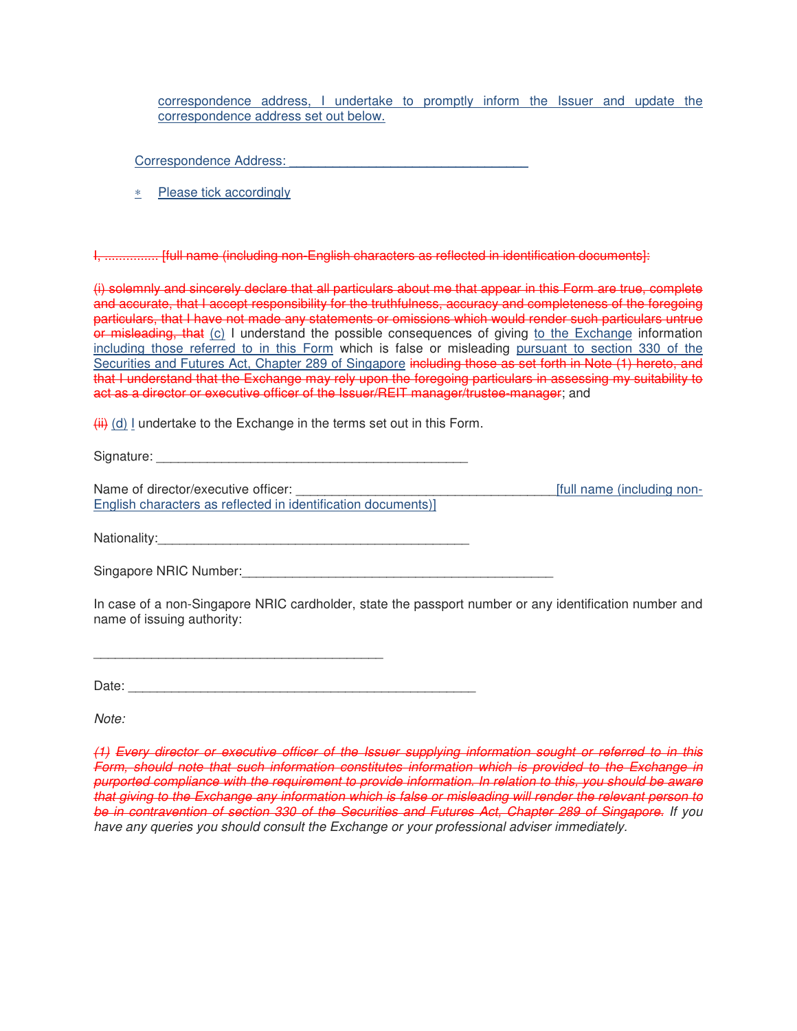correspondence address, I undertake to promptly inform the Issuer and update the correspondence address set out below.

Correspondence Address: ________________________________

\* Please tick accordingly

~~I, ............... [full name (including non-English characters as reflected in identification documents]:~~

~~(i) solemnly and sincerely declare that all particulars about me that appear in this Form are true, complete and accurate, that I accept responsibility for the truthfulness, accuracy and completeness of the foregoing particulars, that I have not made any statements or omissions which would render such particulars untrue or misleading, that~~ (c) I understand the possible consequences of giving to the Exchange information including those referred to in this Form which is false or misleading pursuant to section 330 of the Securities and Futures Act, Chapter 289 of Singapore ~~including those as set forth in Note (1) hereto, and that I understand that the Exchange may rely upon the foregoing particulars in assessing my suitability to act as a director or executive officer of the Issuer/REIT manager/trustee-manager~~; and

~~(ii)~~ (d) I undertake to the Exchange in the terms set out in this Form.

Signature: ____________________________________________

Name of director/executive officer: ____________________________________ [full name (including non-English characters as reflected in identification documents)]

Nationality:____________________________________________

Singapore NRIC Number:____________________________________________

In case of a non-Singapore NRIC cardholder, state the passport number or any identification number and name of issuing authority:

________________________________________

Date: _________________________________________________

*Note:*

~~*(1) Every director or executive officer of the Issuer supplying information sought or referred to in this Form, should note that such information constitutes information which is provided to the Exchange in purported compliance with the requirement to provide information. In relation to this, you should be aware that giving to the Exchange any information which is false or misleading will render the relevant person to be in contravention of section 330 of the Securities and Futures Act, Chapter 289 of Singapore.*~~ *If you have any queries you should consult the Exchange or your professional adviser immediately.*